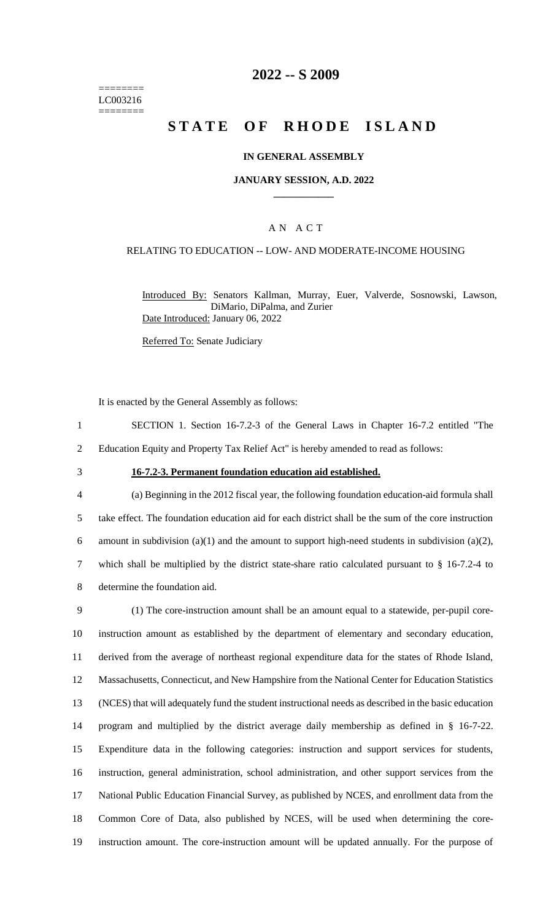======== LC003216 ========

# 2022 -- S 2009

# STATE OF RHODE ISLAND

## IN GENERAL ASSEMBLY

### JANUARY SESSION, A.D. 2022

## A N A C T

### RELATING TO EDUCATION -- LOW- AND MODERATE-INCOME HOUSING

Introduced By: Senators Kallman, Murray, Euer, Valverde, Sosnowski, Lawson, DiMario, DiPalma, and Zurier

Date Introduced: January 06, 2022

Referred To: Senate Judiciary

It is enacted by the General Assembly as follows:

1 SECTION 1. Section 16-7.2-3 of the General Laws in Chapter 16-7.2 entitled "The
2 Education Equity and Property Tax Relief Act" is hereby amended to read as follows:

3 **16-7.2-3. Permanent foundation education aid established.**

4 (a) Beginning in the 2012 fiscal year, the following foundation education-aid formula shall
5 take effect. The foundation education aid for each district shall be the sum of the core instruction
6 amount in subdivision (a)(1) and the amount to support high-need students in subdivision (a)(2),
7 which shall be multiplied by the district state-share ratio calculated pursuant to § 16-7.2-4 to
8 determine the foundation aid.

9 (1) The core-instruction amount shall be an amount equal to a statewide, per-pupil core-
10 instruction amount as established by the department of elementary and secondary education,
11 derived from the average of northeast regional expenditure data for the states of Rhode Island,
12 Massachusetts, Connecticut, and New Hampshire from the National Center for Education Statistics
13 (NCES) that will adequately fund the student instructional needs as described in the basic education
14 program and multiplied by the district average daily membership as defined in § 16-7-22.
15 Expenditure data in the following categories: instruction and support services for students,
16 instruction, general administration, school administration, and other support services from the
17 National Public Education Financial Survey, as published by NCES, and enrollment data from the
18 Common Core of Data, also published by NCES, will be used when determining the core-
19 instruction amount. The core-instruction amount will be updated annually. For the purpose of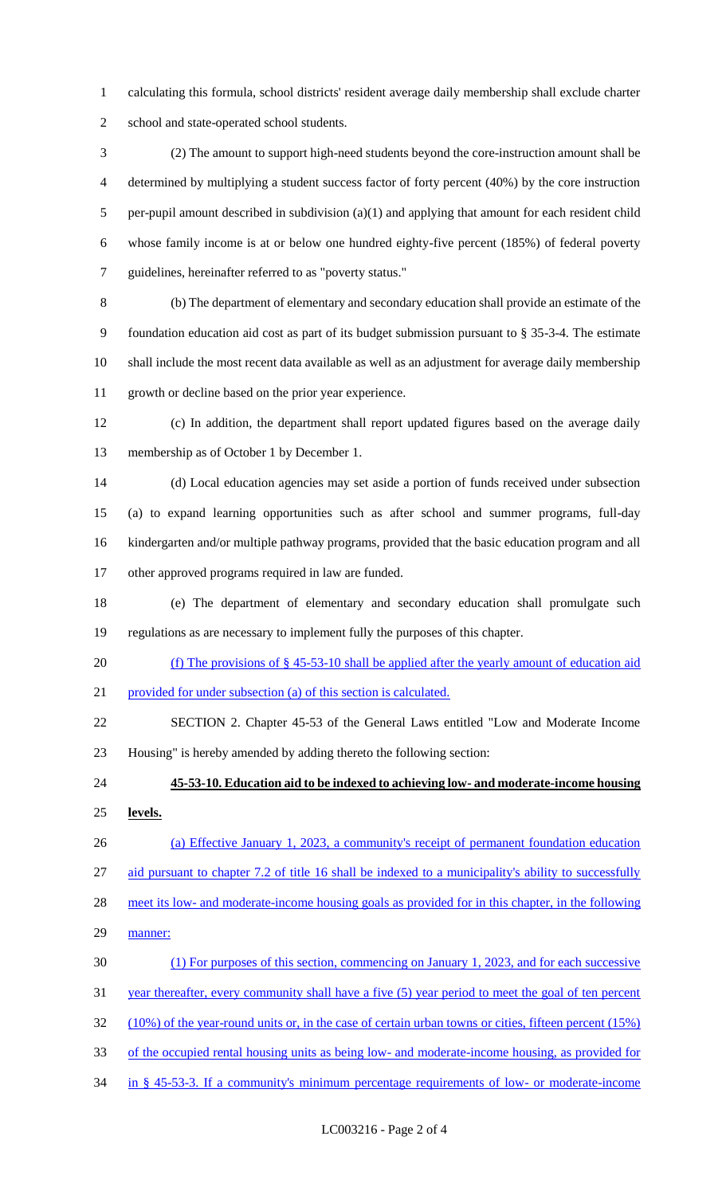calculating this formula, school districts' resident average daily membership shall exclude charter school and state-operated school students.

(2) The amount to support high-need students beyond the core-instruction amount shall be determined by multiplying a student success factor of forty percent (40%) by the core instruction per-pupil amount described in subdivision (a)(1) and applying that amount for each resident child whose family income is at or below one hundred eighty-five percent (185%) of federal poverty guidelines, hereinafter referred to as "poverty status."

(b) The department of elementary and secondary education shall provide an estimate of the foundation education aid cost as part of its budget submission pursuant to § 35-3-4. The estimate shall include the most recent data available as well as an adjustment for average daily membership growth or decline based on the prior year experience.

(c) In addition, the department shall report updated figures based on the average daily membership as of October 1 by December 1.

(d) Local education agencies may set aside a portion of funds received under subsection (a) to expand learning opportunities such as after school and summer programs, full-day kindergarten and/or multiple pathway programs, provided that the basic education program and all other approved programs required in law are funded.

(e) The department of elementary and secondary education shall promulgate such regulations as are necessary to implement fully the purposes of this chapter.

(f) The provisions of § 45-53-10 shall be applied after the yearly amount of education aid provided for under subsection (a) of this section is calculated.

SECTION 2. Chapter 45-53 of the General Laws entitled "Low and Moderate Income Housing" is hereby amended by adding thereto the following section:

**45-53-10. Education aid to be indexed to achieving low- and moderate-income housing levels.**

(a) Effective January 1, 2023, a community's receipt of permanent foundation education aid pursuant to chapter 7.2 of title 16 shall be indexed to a municipality's ability to successfully meet its low- and moderate-income housing goals as provided for in this chapter, in the following manner:

(1) For purposes of this section, commencing on January 1, 2023, and for each successive year thereafter, every community shall have a five (5) year period to meet the goal of ten percent (10%) of the year-round units or, in the case of certain urban towns or cities, fifteen percent (15%) of the occupied rental housing units as being low- and moderate-income housing, as provided for in § 45-53-3. If a community's minimum percentage requirements of low- or moderate-income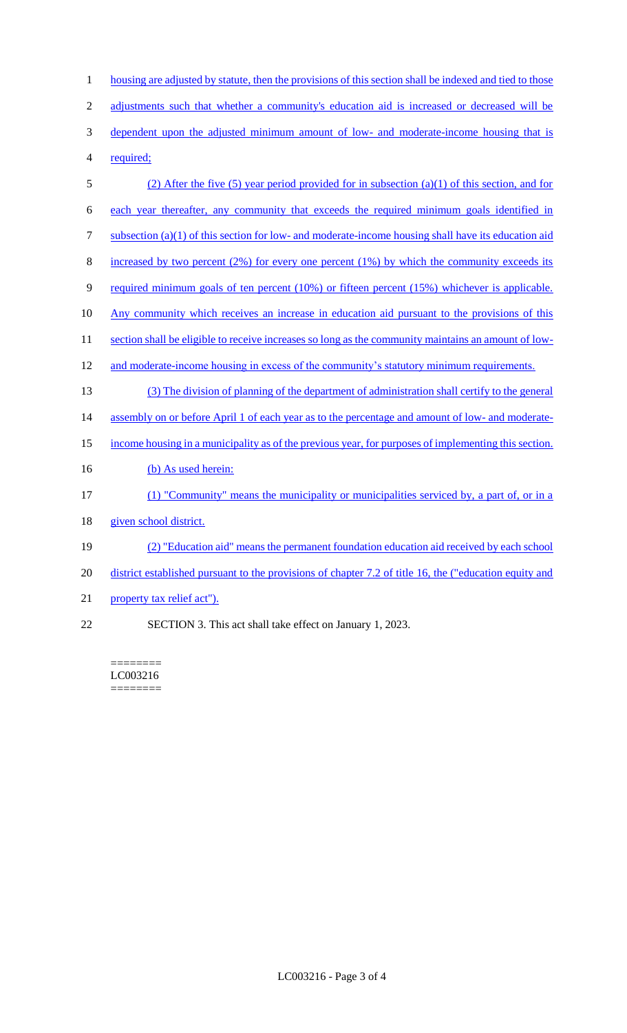housing are adjusted by statute, then the provisions of this section shall be indexed and tied to those adjustments such that whether a community's education aid is increased or decreased will be dependent upon the adjusted minimum amount of low- and moderate-income housing that is required;

(2) After the five (5) year period provided for in subsection (a)(1) of this section, and for each year thereafter, any community that exceeds the required minimum goals identified in subsection (a)(1) of this section for low- and moderate-income housing shall have its education aid increased by two percent (2%) for every one percent (1%) by which the community exceeds its required minimum goals of ten percent (10%) or fifteen percent (15%) whichever is applicable. Any community which receives an increase in education aid pursuant to the provisions of this section shall be eligible to receive increases so long as the community maintains an amount of low- and moderate-income housing in excess of the community's statutory minimum requirements.

(3) The division of planning of the department of administration shall certify to the general assembly on or before April 1 of each year as to the percentage and amount of low- and moderate-income housing in a municipality as of the previous year, for purposes of implementing this section.

(b) As used herein:

(1) "Community" means the municipality or municipalities serviced by, a part of, or in a given school district.

(2) "Education aid" means the permanent foundation education aid received by each school district established pursuant to the provisions of chapter 7.2 of title 16, the ("education equity and property tax relief act").

SECTION 3. This act shall take effect on January 1, 2023.

========
LC003216
========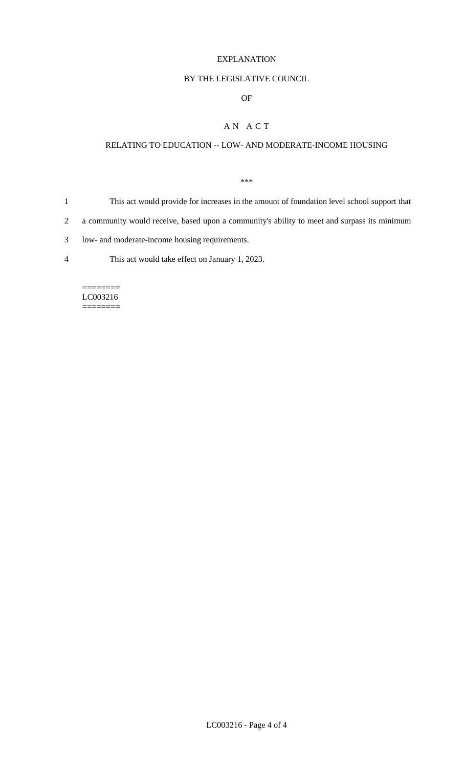EXPLANATION

BY THE LEGISLATIVE COUNCIL

OF

A N A C T

RELATING TO EDUCATION -- LOW- AND MODERATE-INCOME HOUSING

\*\*\*

This act would provide for increases in the amount of foundation level school support that a community would receive, based upon a community's ability to meet and surpass its minimum low- and moderate-income housing requirements.

This act would take effect on January 1, 2023.

========
LC003216
========